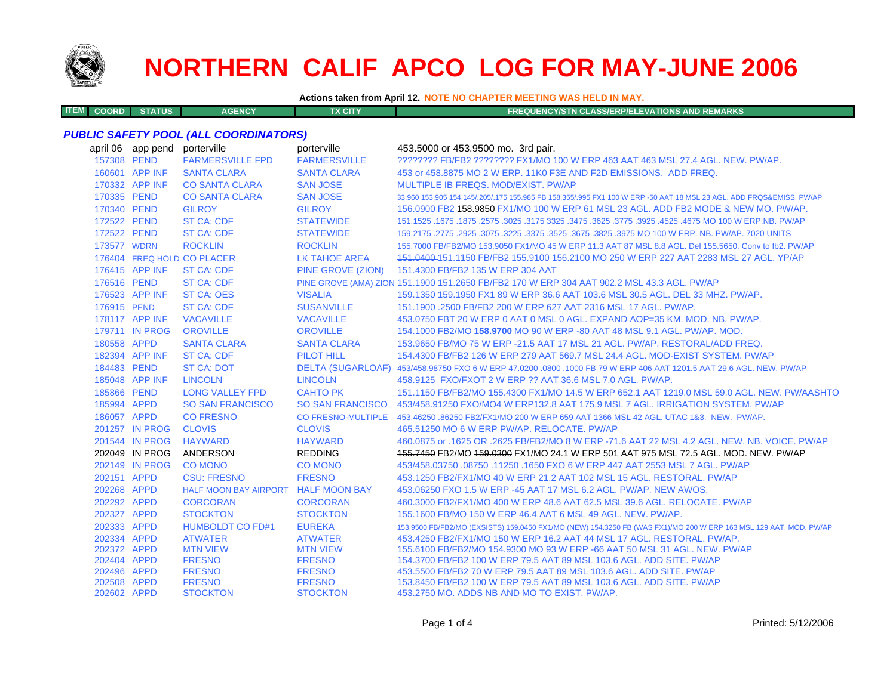# NORTHERN CALIF APCO LOG FOR MAY-JUNE 2006

**Actions taken from April 12. NOTE NO CHAPTER MEETING WAS HELD IN MAY.**

## *PUBLIC SAFETY POOL (ALL COORDINATORS)*

| ITEM COORD | STATUS | AGENCY | TX CITY | FREQUENCY/STN CLASS/ERP/ELEVATIONS AND REMARKS |
|---|---|---|---|---|
| april 06 | app pend | porterville | porterville | 453.5000 or 453.9500 mo. 3rd pair. |
| 157308 | PEND | FARMERSVILLE FPD | FARMERSVILLE | ???????? FB/FB2 ???????? FX1/MO 100 W ERP 463 AAT 463 MSL 27.4 AGL. NEW. PW/AP. |
| 160601 | APP INF | SANTA CLARA | SANTA CLARA | 453 or 458.8875 MO 2 W ERP. 11K0 F3E AND F2D EMISSIONS. ADD FREQ. |
| 170332 | APP INF | CO SANTA CLARA | SAN JOSE | MULTIPLE IB FREQS. MOD/EXIST. PW/AP |
| 170335 | PEND | CO SANTA CLARA | SAN JOSE | 33.960 153.905 154.145/.205/.175 155.985 FB 158.355/.995 FX1 100 W ERP -50 AAT 18 MSL 23 AGL. ADD FRQS&EMISS. PW/AP |
| 170340 | PEND | GILROY | GILROY | 156.0900 FB2 158.9850 FX1/MO 100 W ERP 61 MSL 23 AGL. ADD FB2 MODE & NEW MO. PW/AP. |
| 172522 | PEND | ST CA: CDF | STATEWIDE | 151.1525 .1675 .1875 .2575 .3025 .3175 3325 .3475 .3625 .3775 .3925 .4525 .4675 MO 100 W ERP.NB. PW/AP |
| 172522 | PEND | ST CA: CDF | STATEWIDE | 159.2175 .2775 .2925 .3075 .3225 .3375 .3525 .3675 .3825 .3975 MO 100 W ERP. NB. PW/AP. 7020 UNITS |
| 173577 | WDRN | ROCKLIN | ROCKLIN | 155.7000 FB/FB2/MO 153.9050 FX1/MO 45 W ERP 11.3 AAT 87 MSL 8.8 AGL. Del 155.5650. Conv to fb2. PW/AP |
| 176404 | FREQ HOLD | CO PLACER | LK TAHOE AREA | ~~151.0400~~ 151.1150 FB/FB2 155.9100 156.2100 MO 250 W ERP 227 AAT 2283 MSL 27 AGL. YP/AP |
| 176415 | APP INF | ST CA: CDF | PINE GROVE (ZION) | 151.4300 FB/FB2 135 W ERP 304 AAT |
| 176516 | PEND | ST CA: CDF | PINE GROVE (AMA) ZION | 151.1900 151.2650 FB/FB2 170 W ERP 304 AAT 902.2 MSL 43.3 AGL. PW/AP |
| 176523 | APP INF | ST CA: OES | VISALIA | 159.1350 159.1950 FX1 89 W ERP 36.6 AAT 103.6 MSL 30.5 AGL. DEL 33 MHZ. PW/AP. |
| 176915 | PEND | ST CA: CDF | SUSANVILLE | 151.1900 .2500 FB/FB2 200 W ERP 627 AAT 2316 MSL 17 AGL. PW/AP. |
| 178117 | APP INF | VACAVILLE | VACAVILLE | 453.0750 FBT 20 W ERP 0 AAT 0 MSL 0 AGL. EXPAND AOP=35 KM. MOD. NB. PW/AP. |
| 179711 | IN PROG | OROVILLE | OROVILLE | 154.1000 FB2/MO **158.9700** MO 90 W ERP -80 AAT 48 MSL 9.1 AGL. PW/AP. MOD. |
| 180558 | APPD | SANTA CLARA | SANTA CLARA | 153.9650 FB/MO 75 W ERP -21.5 AAT 17 MSL 21 AGL. PW/AP. RESTORAL/ADD FREQ. |
| 182394 | APP INF | ST CA: CDF | PILOT HILL | 154.4300 FB/FB2 126 W ERP 279 AAT 569.7 MSL 24.4 AGL. MOD-EXIST SYSTEM. PW/AP |
| 184483 | PEND | ST CA: DOT | DELTA (SUGARLOAF) | 453/458.98750 FXO 6 W ERP 47.0200 .0800 .1000 FB 79 W ERP 406 AAT 1201.5 AAT 29.6 AGL. NEW. PW/AP |
| 185048 | APP INF | LINCOLN | LINCOLN | 458.9125 FXO/FXOT 2 W ERP ?? AAT 36.6 MSL 7.0 AGL. PW/AP. |
| 185866 | PEND | LONG VALLEY FPD | CAHTO PK | 151.1150 FB/FB2/MO 155.4300 FX1/MO 14.5 W ERP 652.1 AAT 1219.0 MSL 59.0 AGL. NEW. PW/AASHTO |
| 185994 | APPD | SO SAN FRANCISCO | SO SAN FRANCISCO | 453/458.91250 FXO/MO4 W ERP132.8 AAT 175.9 MSL 7 AGL. IRRIGATION SYSTEM. PW/AP |
| 186057 | APPD | CO FRESNO | CO FRESNO-MULTIPLE | 453.46250 .86250 FB2/FX1/MO 200 W ERP 659 AAT 1366 MSL 42 AGL. UTAC 1&3. NEW. PW/AP. |
| 201257 | IN PROG | CLOVIS | CLOVIS | 465.51250 MO 6 W ERP PW/AP. RELOCATE. PW/AP |
| 201544 | IN PROG | HAYWARD | HAYWARD | 460.0875 or .1625 OR .2625 FB/FB2/MO 8 W ERP -71.6 AAT 22 MSL 4.2 AGL. NEW. NB. VOICE. PW/AP |
| 202049 | IN PROG | ANDERSON | REDDING | ~~155.7450~~ FB2/MO ~~159.0300~~ FX1/MO 24.1 W ERP 501 AAT 975 MSL 72.5 AGL. MOD. NEW. PW/AP |
| 202149 | IN PROG | CO MONO | CO MONO | 453/458.03750 .08750 .11250 .1650 FXO 6 W ERP 447 AAT 2553 MSL 7 AGL. PW/AP |
| 202151 | APPD | CSU: FRESNO | FRESNO | 453.1250 FB2/FX1/MO 40 W ERP 21.2 AAT 102 MSL 15 AGL. RESTORAL. PW/AP |
| 202268 | APPD | HALF MOON BAY AIRPORT | HALF MOON BAY | 453.06250 FXO 1.5 W ERP -45 AAT 17 MSL 6.2 AGL. PW/AP. NEW AWOS. |
| 202292 | APPD | CORCORAN | CORCORAN | 460.3000 FB2/FX1/MO 400 W ERP 48.6 AAT 62.5 MSL 39.6 AGL. RELOCATE. PW/AP |
| 202327 | APPD | STOCKTON | STOCKTON | 155.1600 FB/MO 150 W ERP 46.4 AAT 6 MSL 49 AGL. NEW. PW/AP. |
| 202333 | APPD | HUMBOLDT CO FD#1 | EUREKA | 153.9500 FB/FB2/MO (EXSISTS) 159.0450 FX1/MO (NEW) 154.3250 FB (WAS FX1)/MO 200 W ERP 163 MSL 129 AAT. MOD. PW/AP |
| 202334 | APPD | ATWATER | ATWATER | 453.4250 FB2/FX1/MO 150 W ERP 16.2 AAT 44 MSL 17 AGL. RESTORAL. PW/AP. |
| 202372 | APPD | MTN VIEW | MTN VIEW | 155.6100 FB/FB2/MO 154.9300 MO 93 W ERP -66 AAT 50 MSL 31 AGL. NEW. PW/AP |
| 202404 | APPD | FRESNO | FRESNO | 154.3700 FB/FB2 100 W ERP 79.5 AAT 89 MSL 103.6 AGL. ADD SITE. PW/AP |
| 202496 | APPD | FRESNO | FRESNO | 453.5500 FB/FB2 70 W ERP 79.5 AAT 89 MSL 103.6 AGL. ADD SITE. PW/AP |
| 202508 | APPD | FRESNO | FRESNO | 153.8450 FB/FB2 100 W ERP 79.5 AAT 89 MSL 103.6 AGL. ADD SITE. PW/AP |
| 202602 | APPD | STOCKTON | STOCKTON | 453.2750 MO. ADDS NB AND MO TO EXIST. PW/AP. |

Printed: 5/12/2006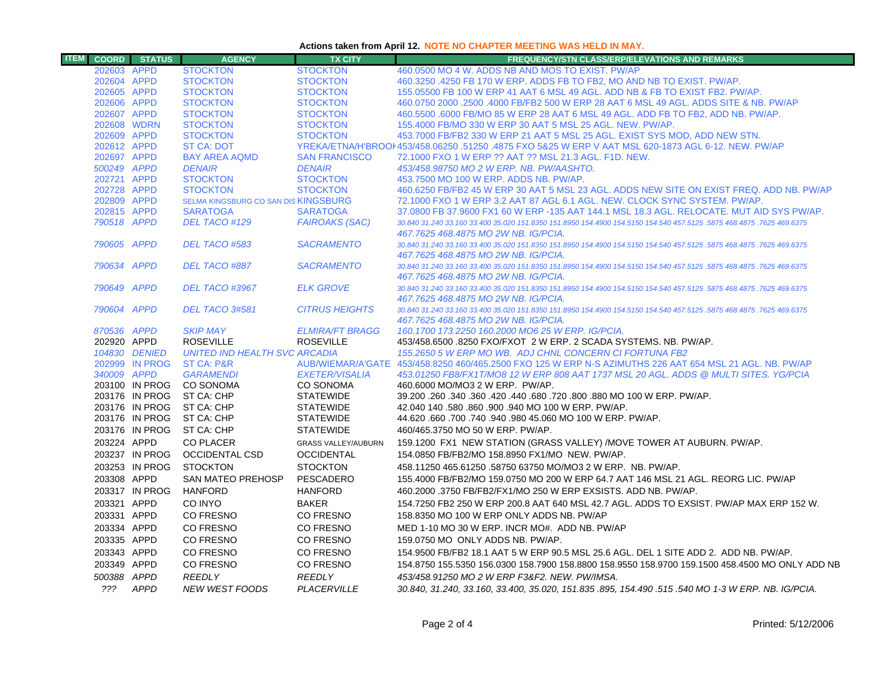**Actions taken from April 12. NOTE NO CHAPTER MEETING WAS HELD IN MAY.**

| ITEM | COORD | STATUS | AGENCY | TX CITY | FREQUENCY/STN CLASS/ERP/ELEVATIONS AND REMARKS |
|---|---|---|---|---|---|
| | 202603 | APPD | STOCKTON | STOCKTON | 460.0500 MO 4 W. ADDS NB AND MOS TO EXIST. PW/AP |
| | 202604 | APPD | STOCKTON | STOCKTON | 460.3250 .4250 FB 170 W ERP. ADDS FB TO FB2, MO AND NB TO EXIST. PW/AP. |
| | 202605 | APPD | STOCKTON | STOCKTON | 155.05500 FB 100 W ERP 41 AAT 6 MSL 49 AGL. ADD NB & FB TO EXIST FB2. PW/AP. |
| | 202606 | APPD | STOCKTON | STOCKTON | 460.0750 2000 .2500 .4000 FB/FB2 500 W ERP 28 AAT 6 MSL 49 AGL. ADDS SITE & NB. PW/AP |
| | 202607 | APPD | STOCKTON | STOCKTON | 460.5500 .6000 FB/MO 85 W ERP 28 AAT 6 MSL 49 AGL. ADD FB TO FB2, ADD NB. PW/AP. |
| | 202608 | WDRN | STOCKTON | STOCKTON | 155.4000 FB/MO 330 W ERP 30 AAT 5 MSL 25 AGL. NEW. PW/AP. |
| | 202609 | APPD | STOCKTON | STOCKTON | 453.7000 FB/FB2 330 W ERP 21 AAT 5 MSL 25 AGL. EXIST SYS MOD, ADD NEW STN. |
| | 202612 | APPD | ST CA: DOT | YREKA/ETNA/H'BROOK | 453/458.06250 .51250 .4875 FXO 5&25 W ERP V AAT MSL 620-1873 AGL 6-12. NEW. PW/AP |
| | 202697 | APPD | BAY AREA AQMD | SAN FRANCISCO | 72.1000 FXO 1 W ERP ?? AAT ?? MSL 21.3 AGL. F1D. NEW. |
| | *500249* | *APPD* | *DENAIR* | *DENAIR* | *453/458.98750 MO 2 W ERP. NB. PW/AASHTO.* |
| | 202721 | APPD | STOCKTON | STOCKTON | 453.7500 MO 100 W ERP. ADDS NB. PW/AP. |
| | 202728 | APPD | STOCKTON | STOCKTON | 460.6250 FB/FB2 45 W ERP 30 AAT 5 MSL 23 AGL. ADDS NEW SITE ON EXIST FREQ. ADD NB. PW/AP |
| | 202809 | APPD | SELMA KINGSBURG CO SAN DIS | KINGSBURG | 72.1000 FXO 1 W ERP 3.2 AAT 87 AGL 6.1 AGL. NEW. CLOCK SYNC SYSTEM. PW/AP. |
| | 202815 | APPD | SARATOGA | SARATOGA | 37.0800 FB 37.9600 FX1 60 W ERP -135 AAT 144.1 MSL 18.3 AGL. RELOCATE. MUT AID SYS PW/AP. |
| | *790518* | *APPD* | *DEL TACO #129* | *FAIROAKS (SAC)* | *30.840 31.240 33.160 33.400 35.020 151.8350 151.8950 154.4900 154.5150 154.540 457.5125 .5875 468.4875 .7625 469.6375 467.7625 468.4875 MO 2W NB. IG/PCIA.* |
| | *790605* | *APPD* | *DEL TACO #583* | *SACRAMENTO* | *30.840 31.240 33.160 33.400 35.020 151.8350 151.8950 154.4900 154.5150 154.540 457.5125 .5875 468.4875 .7625 469.6375 467.7625 468.4875 MO 2W NB. IG/PCIA.* |
| | *790634* | *APPD* | *DEL TACO #887* | *SACRAMENTO* | *30.840 31.240 33.160 33.400 35.020 151.8350 151.8950 154.4900 154.5150 154.540 457.5125 .5875 468.4875 .7625 469.6375 467.7625 468.4875 MO 2W NB. IG/PCIA.* |
| | *790649* | *APPD* | *DEL TACO #3967* | *ELK GROVE* | *30.840 31.240 33.160 33.400 35.020 151.8350 151.8950 154.4900 154.5150 154.540 457.5125 .5875 468.4875 .7625 469.6375 467.7625 468.4875 MO 2W NB. IG/PCIA.* |
| | *790604* | *APPD* | *DEL TACO 3#581* | *CITRUS HEIGHTS* | *30.840 31.240 33.160 33.400 35.020 151.8350 151.8950 154.4900 154.5150 154.540 457.5125 .5875 468.4875 .7625 469.6375 467.7625 468.4875 MO 2W NB. IG/PCIA.* |
| | *870536* | *APPD* | *SKIP MAY* | *ELMIRA/FT BRAGG* | *160.1700 173.2250 160.2000 MO6 25 W ERP. IG/PCIA.* |
| | 202920 | APPD | ROSEVILLE | ROSEVILLE | 453/458.6500 .8250 FXO/FXOT 2 W ERP. 2 SCADA SYSTEMS. NB. PW/AP. |
| | *104830* | *DENIED* | *UNITED IND HEALTH SVC* | *ARCADIA* | *155.2650 5 W ERP MO WB. ADJ CHNL CONCERN CI FORTUNA FB2* |
| | 202999 | IN PROG | ST CA: P&R | AUB/WIEMAR/A'GATE | 453/458.8250 460/465.2500 FXO 125 W ERP N-S AZIMUTHS 226 AAT 654 MSL 21 AGL. NB. PW/AP |
| | *340009* | *APPD* | *GARAMENDI* | *EXETER/VISALIA* | *453.01250 FB8/FX1T/MO8 12 W ERP 808 AAT 1737 MSL 20 AGL. ADDS @ MULTI SITES. YG/PCIA* |
| | 203100 | IN PROG | CO SONOMA | CO SONOMA | 460.6000 MO/MO3 2 W ERP. PW/AP. |
| | 203176 | IN PROG | ST CA: CHP | STATEWIDE | 39.200 .260 .340 .360 .420 .440 .680 .720 .800 .880 MO 100 W ERP. PW/AP. |
| | 203176 | IN PROG | ST CA: CHP | STATEWIDE | 42.040 140 .580 .860 .900 .940 MO 100 W ERP. PW/AP. |
| | 203176 | IN PROG | ST CA: CHP | STATEWIDE | 44.620 .660 .700 .740 .940 .980 45.060 MO 100 W ERP. PW/AP. |
| | 203176 | IN PROG | ST CA: CHP | STATEWIDE | 460/465.3750 MO 50 W ERP. PW/AP. |
| | 203224 | APPD | CO PLACER | GRASS VALLEY/AUBURN | 159.1200 FX1 NEW STATION (GRASS VALLEY) /MOVE TOWER AT AUBURN. PW/AP. |
| | 203237 | IN PROG | OCCIDENTAL CSD | OCCIDENTAL | 154.0850 FB/FB2/MO 158.8950 FX1/MO NEW. PW/AP. |
| | 203253 | IN PROG | STOCKTON | STOCKTON | 458.11250 465.61250 .58750 63750 MO/MO3 2 W ERP. NB. PW/AP. |
| | 203308 | APPD | SAN MATEO PREHOSP | PESCADERO | 155.4000 FB/FB2/MO 159.0750 MO 200 W ERP 64.7 AAT 146 MSL 21 AGL. REORG LIC. PW/AP |
| | 203317 | IN PROG | HANFORD | HANFORD | 460.2000 .3750 FB/FB2/FX1/MO 250 W ERP EXSISTS. ADD NB. PW/AP. |
| | 203321 | APPD | CO INYO | BAKER | 154.7250 FB2 250 W ERP 200.8 AAT 640 MSL 42.7 AGL. ADDS TO EXSIST. PW/AP MAX ERP 152 W. |
| | 203331 | APPD | CO FRESNO | CO FRESNO | 158.8350 MO 100 W ERP ONLY ADDS NB. PW/AP |
| | 203334 | APPD | CO FRESNO | CO FRESNO | MED 1-10 MO 30 W ERP. INCR MO#. ADD NB. PW/AP |
| | 203335 | APPD | CO FRESNO | CO FRESNO | 159.0750 MO ONLY ADDS NB. PW/AP. |
| | 203343 | APPD | CO FRESNO | CO FRESNO | 154.9500 FB/FB2 18.1 AAT 5 W ERP 90.5 MSL 25.6 AGL. DEL 1 SITE ADD 2. ADD NB. PW/AP. |
| | 203349 | APPD | CO FRESNO | CO FRESNO | 154.8750 155.5350 156.0300 158.7900 158.8800 158.9550 158.9700 159.1500 458.4500 MO ONLY ADD NB |
| | *500388* | *APPD* | *REEDLY* | *REEDLY* | *453/458.91250 MO 2 W ERP F3&F2. NEW. PW/IMSA.* |
| | *???* | *APPD* | *NEW WEST FOODS* | *PLACERVILLE* | *30.840, 31.240, 33.160, 33.400, 35.020, 151.835 .895, 154.490 .515 .540 MO 1-3 W ERP. NB. IG/PCIA.* |

Printed: 5/12/2006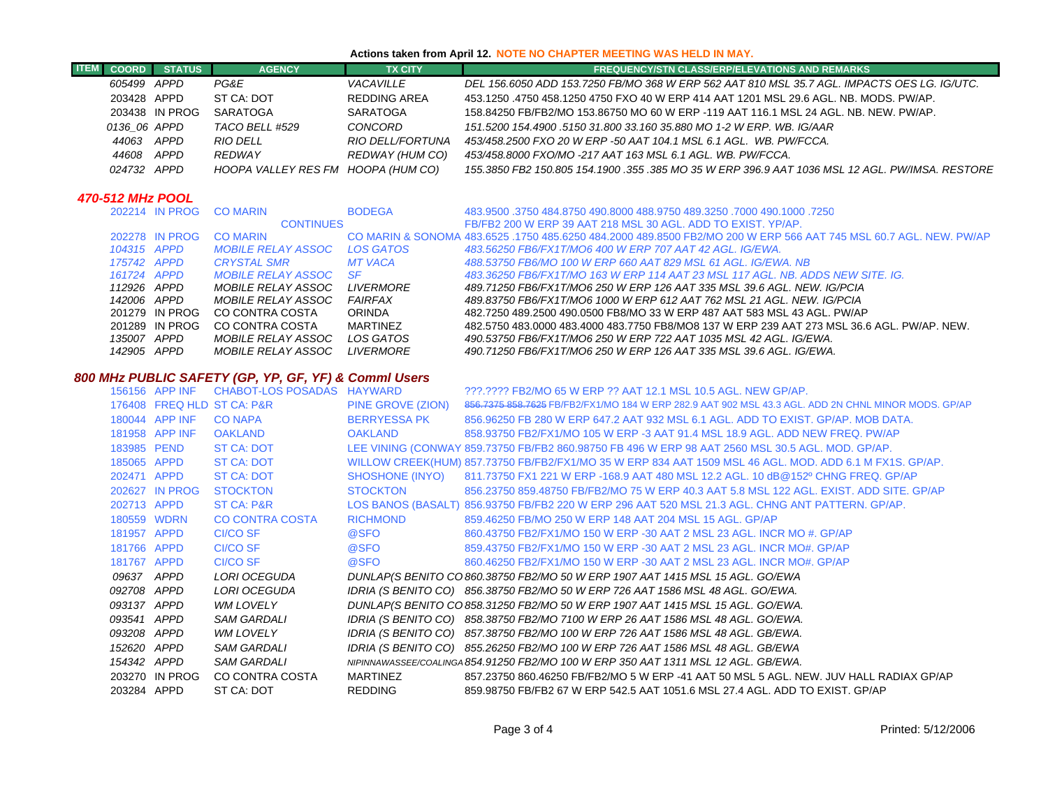**Actions taken from April 12. NOTE NO CHAPTER MEETING WAS HELD IN MAY.**

| ITEM | COORD | STATUS | AGENCY | TX CITY | FREQUENCY/STN CLASS/ERP/ELEVATIONS AND REMARKS |
|---|---|---|---|---|---|
| | *605499* | *APPD* | *PG&E* | *VACAVILLE* | *DEL 156.6050 ADD 153.7250 FB/MO 368 W ERP 562 AAT 810 MSL 35.7 AGL. IMPACTS OES LG. IG/UTC.* |
| | 203428 | APPD | ST CA: DOT | REDDING AREA | 453.1250 .4750 458.1250 4750 FXO 40 W ERP 414 AAT 1201 MSL 29.6 AGL. NB. MODS. PW/AP. |
| | 203438 | IN PROG | SARATOGA | SARATOGA | 158.84250 FB/FB2/MO 153.86750 MO 60 W ERP -119 AAT 116.1 MSL 24 AGL. NB. NEW. PW/AP. |
| | *0136_06* | *APPD* | *TACO BELL #529* | *CONCORD* | *151.5200 154.4900 .5150 31.800 33.160 35.880 MO 1-2 W ERP. WB. IG/AAR* |
| | *44063* | *APPD* | *RIO DELL* | *RIO DELL/FORTUNA* | *453/458.2500 FXO 20 W ERP -50 AAT 104.1 MSL 6.1 AGL. WB. PW/FCCA.* |
| | *44608* | *APPD* | *REDWAY* | *REDWAY (HUM CO)* | *453/458.8000 FXO/MO -217 AAT 163 MSL 6.1 AGL. WB. PW/FCCA.* |
| | *024732* | *APPD* | *HOOPA VALLEY RES FM* | *HOOPA (HUM CO)* | *155.3850 FB2 150.805 154.1900 .355 .385 MO 35 W ERP 396.9 AAT 1036 MSL 12 AGL. PW/IMSA. RESTORE* |

### *470-512 MHz POOL*

| ITEM | COORD | STATUS | AGENCY | TX CITY | FREQUENCY/STN CLASS/ERP/ELEVATIONS AND REMARKS |
|---|---|---|---|---|---|
| | 202214 | IN PROG | CO MARIN | BODEGA | 483.9500 .3750 484.8750 490.8000 488.9750 489.3250 .7000 490.1000 .7250 |
| | | | CONTINUES | | FB/FB2 200 W ERP 39 AAT 218 MSL 30 AGL. ADD TO EXIST. YP/AP. |
| | 202278 | IN PROG | CO MARIN | CO MARIN & SONOMA | 483.6525 .1750 485.6250 484.2000 489.8500 FB2/MO 200 W ERP 566 AAT 745 MSL 60.7 AGL. NEW. PW/AP |
| | *104315* | *APPD* | *MOBILE RELAY ASSOC* | *LOS GATOS* | *483.56250 FB6/FX1T/MO6 400 W ERP 707 AAT 42 AGL. IG/EWA.* |
| | *175742* | *APPD* | *CRYSTAL SMR* | *MT VACA* | *488.53750 FB6/MO 100 W ERP 660 AAT 829 MSL 61 AGL. IG/EWA. NB* |
| | *161724* | *APPD* | *MOBILE RELAY ASSOC* | *SF* | *483.36250 FB6/FX1T/MO 163 W ERP 114 AAT 23 MSL 117 AGL. NB. ADDS NEW SITE. IG.* |
| | *112926* | *APPD* | *MOBILE RELAY ASSOC* | *LIVERMORE* | *489.71250 FB6/FX1T/MO6 250 W ERP 126 AAT 335 MSL 39.6 AGL. NEW. IG/PCIA* |
| | *142006* | *APPD* | *MOBILE RELAY ASSOC* | *FAIRFAX* | *489.83750 FB6/FX1T/MO6 1000 W ERP 612 AAT 762 MSL 21 AGL. NEW. IG/PCIA* |
| | 201279 | IN PROG | CO CONTRA COSTA | ORINDA | 482.7250 489.2500 490.0500 FB8/MO 33 W ERP 487 AAT 583 MSL 43 AGL. PW/AP |
| | 201289 | IN PROG | CO CONTRA COSTA | MARTINEZ | 482.5750 483.0000 483.4000 483.7750 FB8/MO8 137 W ERP 239 AAT 273 MSL 36.6 AGL. PW/AP. NEW. |
| | *135007* | *APPD* | *MOBILE RELAY ASSOC* | *LOS GATOS* | *490.53750 FB6/FX1T/MO6 250 W ERP 722 AAT 1035 MSL 42 AGL. IG/EWA.* |
| | *142905* | *APPD* | *MOBILE RELAY ASSOC* | *LIVERMORE* | *490.71250 FB6/FX1T/MO6 250 W ERP 126 AAT 335 MSL 39.6 AGL. IG/EWA.* |

### *800 MHz PUBLIC SAFETY (GP, YP, GF, YF) & Comml Users*

| ITEM | COORD | STATUS | AGENCY | TX CITY | FREQUENCY/STN CLASS/ERP/ELEVATIONS AND REMARKS |
|---|---|---|---|---|---|
| | 156156 | APP INF | CHABOT-LOS POSADAS | HAYWARD | ???.???? FB2/MO 65 W ERP ?? AAT 12.1 MSL 10.5 AGL. NEW GP/AP. |
| | 176408 | FREQ HLD | ST CA: P&R | PINE GROVE (ZION) | ~~856.7375 858.7625~~ FB/FB2/FX1/MO 184 W ERP 282.9 AAT 902 MSL 43.3 AGL. ADD 2N CHNL MINOR MODS. GP/AP |
| | 180044 | APP INF | CO NAPA | BERRYESSA PK | 856.96250 FB 280 W ERP 647.2 AAT 932 MSL 6.1 AGL. ADD TO EXIST. GP/AP. MOB DATA. |
| | 181958 | APP INF | OAKLAND | OAKLAND | 858.93750 FB2/FX1/MO 105 W ERP -3 AAT 91.4 MSL 18.9 AGL. ADD NEW FREQ. PW/AP |
| | 183985 | PEND | ST CA: DOT | LEE VINING (CONWAY | 859.73750 FB/FB2 860.98750 FB 496 W ERP 98 AAT 2560 MSL 30.5 AGL. MOD. GP/AP. |
| | 185065 | APPD | ST CA: DOT | WILLOW CREEK(HUM) | 857.73750 FB/FB2/FX1/MO 35 W ERP 834 AAT 1509 MSL 46 AGL. MOD. ADD 6.1 M FX1S. GP/AP. |
| | 202471 | APPD | ST CA: DOT | SHOSHONE (INYO) | 811.73750 FX1 221 W ERP -168.9 AAT 480 MSL 12.2 AGL. 10 dB@152º CHNG FREQ. GP/AP |
| | 202627 | IN PROG | STOCKTON | STOCKTON | 856.23750 859.48750 FB/FB2/MO 75 W ERP 40.3 AAT 5.8 MSL 122 AGL. EXIST. ADD SITE. GP/AP |
| | 202713 | APPD | ST CA: P&R | LOS BANOS (BASALT) | 856.93750 FB/FB2 220 W ERP 296 AAT 520 MSL 21.3 AGL. CHNG ANT PATTERN. GP/AP. |
| | 180559 | WDRN | CO CONTRA COSTA | RICHMOND | 859.46250 FB/MO 250 W ERP 148 AAT 204 MSL 15 AGL. GP/AP |
| | 181957 | APPD | CI/CO SF | @SFO | 860.43750 FB2/FX1/MO 150 W ERP -30 AAT 2 MSL 23 AGL. INCR MO #. GP/AP |
| | 181766 | APPD | CI/CO SF | @SFO | 859.43750 FB2/FX1/MO 150 W ERP -30 AAT 2 MSL 23 AGL. INCR MO#. GP/AP |
| | 181767 | APPD | CI/CO SF | @SFO | 860.46250 FB2/FX1/MO 150 W ERP -30 AAT 2 MSL 23 AGL. INCR MO#. GP/AP |
| | *09637* | *APPD* | *LORI OCEGUDA* | *DUNLAP(S BENITO CO* | *860.38750 FB2/MO 50 W ERP 1907 AAT 1415 MSL 15 AGL. GO/EWA* |
| | *092708* | *APPD* | *LORI OCEGUDA* | *IDRIA (S BENITO CO)* | *856.38750 FB2/MO 50 W ERP 726 AAT 1586 MSL 48 AGL. GO/EWA.* |
| | *093137* | *APPD* | *WM LOVELY* | *DUNLAP(S BENITO CO* | *858.31250 FB2/MO 50 W ERP 1907 AAT 1415 MSL 15 AGL. GO/EWA.* |
| | *093541* | *APPD* | *SAM GARDALI* | *IDRIA (S BENITO CO)* | *858.38750 FB2/MO 7100 W ERP 26 AAT 1586 MSL 48 AGL. GO/EWA.* |
| | *093208* | *APPD* | *WM LOVELY* | *IDRIA (S BENITO CO)* | *857.38750 FB2/MO 100 W ERP 726 AAT 1586 MSL 48 AGL. GB/EWA.* |
| | *152620* | *APPD* | *SAM GARDALI* | *IDRIA (S BENITO CO)* | *855.26250 FB2/MO 100 W ERP 726 AAT 1586 MSL 48 AGL. GB/EWA* |
| | *154342* | *APPD* | *SAM GARDALI* | *NIPINNAWASSEE/COALINGA* | *854.91250 FB2/MO 100 W ERP 350 AAT 1311 MSL 12 AGL. GB/EWA.* |
| | 203270 | IN PROG | CO CONTRA COSTA | MARTINEZ | 857.23750 860.46250 FB/FB2/MO 5 W ERP -41 AAT 50 MSL 5 AGL. NEW. JUV HALL RADIAX GP/AP |
| | 203284 | APPD | ST CA: DOT | REDDING | 859.98750 FB/FB2 67 W ERP 542.5 AAT 1051.6 MSL 27.4 AGL. ADD TO EXIST. GP/AP |

Printed: 5/12/2006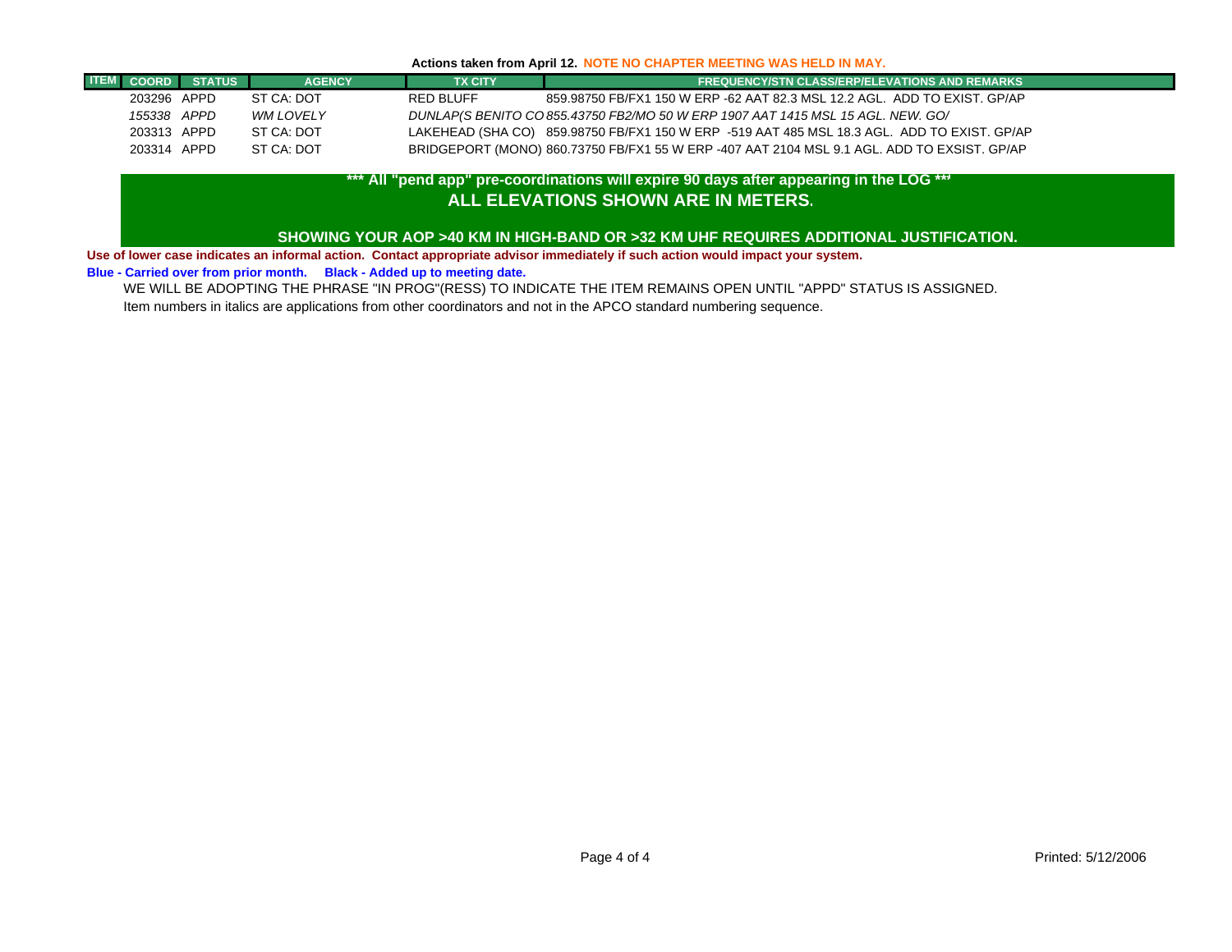**Actions taken from April 12. NOTE NO CHAPTER MEETING WAS HELD IN MAY.**

| ITEM | COORD | STATUS | AGENCY | TX CITY | FREQUENCY/STN CLASS/ERP/ELEVATIONS AND REMARKS |
|---|---|---|---|---|---|
| | 203296 | APPD | ST CA: DOT | RED BLUFF | 859.98750 FB/FX1 150 W ERP -62 AAT 82.3 MSL 12.2 AGL. ADD TO EXIST. GP/AP |
| | *155338* | *APPD* | *WM LOVELY* | *DUNLAP(S BENITO CO* | *855.43750 FB2/MO 50 W ERP 1907 AAT 1415 MSL 15 AGL. NEW. GO/* |
| | 203313 | APPD | ST CA: DOT | LAKEHEAD (SHA CO) | 859.98750 FB/FX1 150 W ERP -519 AAT 485 MSL 18.3 AGL. ADD TO EXIST. GP/AP |
| | 203314 | APPD | ST CA: DOT | BRIDGEPORT (MONO) | 860.73750 FB/FX1 55 W ERP -407 AAT 2104 MSL 9.1 AGL. ADD TO EXSIST. GP/AP |

**\*\*\* All "pend app" pre-coordinations will expire 90 days after appearing in the LOG \*\*\***

**ALL ELEVATIONS SHOWN ARE IN METERS.**

**SHOWING YOUR AOP >40 KM IN HIGH-BAND OR >32 KM UHF REQUIRES ADDITIONAL JUSTIFICATION.**

**Use of lower case indicates an informal action. Contact appropriate advisor immediately if such action would impact your system.**

**Blue - Carried over from prior month. Black - Added up to meeting date.**

WE WILL BE ADOPTING THE PHRASE "IN PROG"(RESS) TO INDICATE THE ITEM REMAINS OPEN UNTIL "APPD" STATUS IS ASSIGNED.

Item numbers in italics are applications from other coordinators and not in the APCO standard numbering sequence.

Printed: 5/12/2006